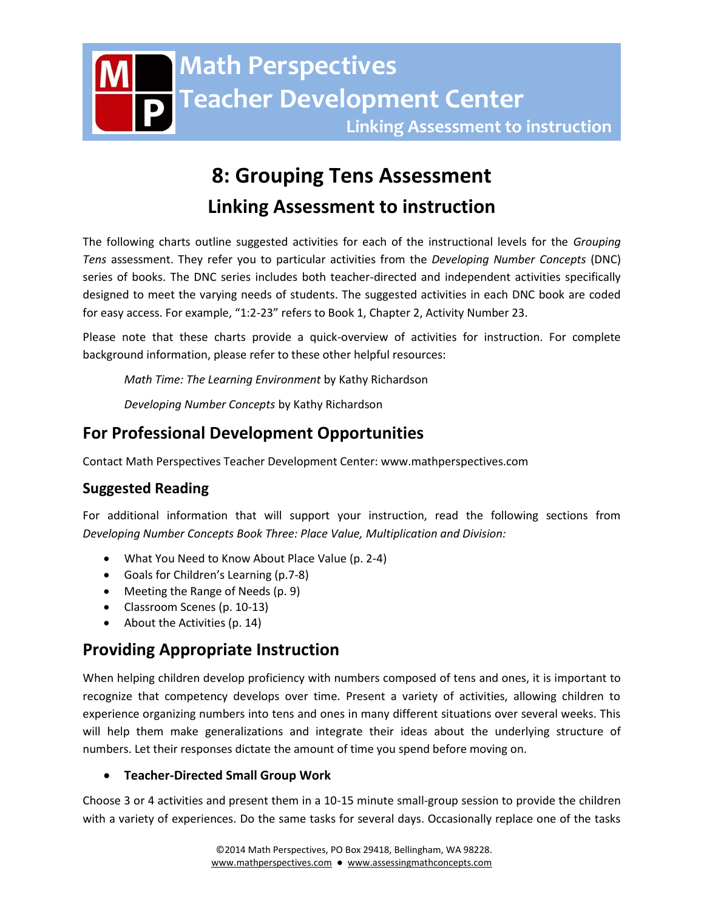# 8: Grouping Tens Assessment

## Linking Assessment to instruction

The following charts outline suggested activities for each of the instructional levels for the *Grouping Tens* assessment. They refer you to particular activities from the *Developing Number Concepts* (DNC) series of books. The DNC series includes both teacher-directed and independent activities specifically designed to meet the varying needs of students. The suggested activities in each DNC book are coded for easy access. For example, “1:2-23” refers to Book 1, Chapter 2, Activity Number 23.

Please note that these charts provide a quick-overview of activities for instruction. For complete background information, please refer to these other helpful resources:

*Math Time: The Learning Environment* by Kathy Richardson

*Developing Number Concepts* by Kathy Richardson

## For Professional Development Opportunities

Contact Math Perspectives Teacher Development Center: www.mathperspectives.com

### Suggested Reading

For additional information that will support your instruction, read the following sections from *Developing Number Concepts Book Three: Place Value, Multiplication and Division:*

- What You Need to Know About Place Value (p. 2-4)
- Goals for Children’s Learning (p.7-8)
- Meeting the Range of Needs (p. 9)
- Classroom Scenes (p. 10-13)
- About the Activities (p. 14)

## Providing Appropriate Instruction

When helping children develop proficiency with numbers composed of tens and ones, it is important to recognize that competency develops over time. Present a variety of activities, allowing children to experience organizing numbers into tens and ones in many different situations over several weeks. This will help them make generalizations and integrate their ideas about the underlying structure of numbers. Let their responses dictate the amount of time you spend before moving on.

- **Teacher-Directed Small Group Work**

Choose 3 or 4 activities and present them in a 10-15 minute small-group session to provide the children with a variety of experiences. Do the same tasks for several days. Occasionally replace one of the tasks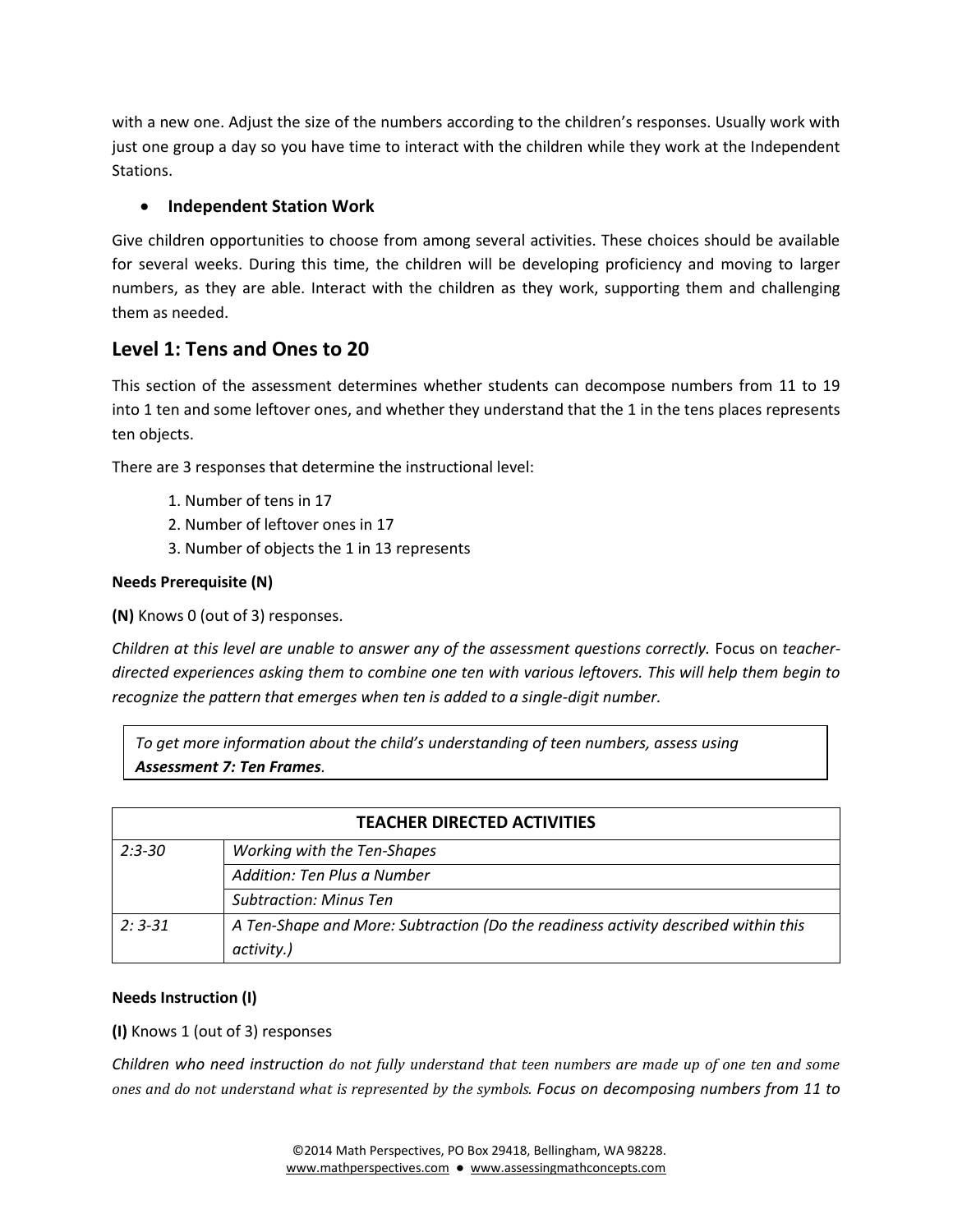with a new one. Adjust the size of the numbers according to the children's responses. Usually work with just one group a day so you have time to interact with the children while they work at the Independent Stations.

- **Independent Station Work**

Give children opportunities to choose from among several activities. These choices should be available for several weeks. During this time, the children will be developing proficiency and moving to larger numbers, as they are able. Interact with the children as they work, supporting them and challenging them as needed.

## Level 1: Tens and Ones to 20

This section of the assessment determines whether students can decompose numbers from 11 to 19 into 1 ten and some leftover ones, and whether they understand that the 1 in the tens places represents ten objects.

There are 3 responses that determine the instructional level:

1. Number of tens in 17
2. Number of leftover ones in 17
3. Number of objects the 1 in 13 represents

**Needs Prerequisite (N)**

**(N)** Knows 0 (out of 3) responses.

*Children at this level are unable to answer any of the assessment questions correctly.* Focus on *teacher-directed experiences asking them to combine one ten with various leftovers. This will help them begin to recognize the pattern that emerges when ten is added to a single-digit number.*

> *To get more information about the child's understanding of teen numbers, assess using* ***Assessment 7: Ten Frames****.*

| TEACHER DIRECTED ACTIVITIES | |
|---|---|
| *2:3-30* | *Working with the Ten-Shapes* |
| | *Addition: Ten Plus a Number* |
| | *Subtraction: Minus Ten* |
| *2: 3-31* | *A Ten-Shape and More: Subtraction (Do the readiness activity described within this activity.)* |

**Needs Instruction (I)**

**(I)** Knows 1 (out of 3) responses

*Children who need instruction do not fully understand that teen numbers are made up of one ten and some ones and do not understand what is represented by the symbols. Focus on decomposing numbers from 11 to*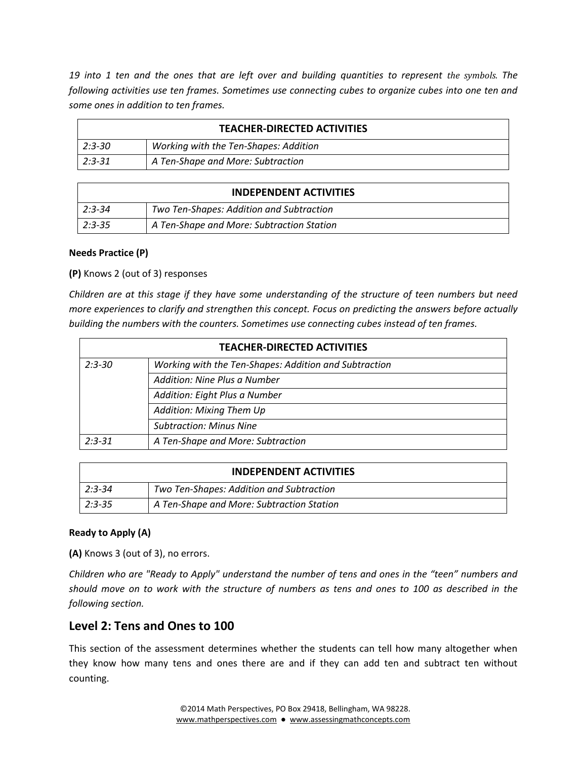*19 into 1 ten and the ones that are left over and building quantities to represent the symbols. The following activities use ten frames. Sometimes use connecting cubes to organize cubes into one ten and some ones in addition to ten frames.*

| TEACHER-DIRECTED ACTIVITIES | |
|---|---|
| *2:3-30* | *Working with the Ten-Shapes: Addition* |
| *2:3-31* | *A Ten-Shape and More: Subtraction* |

| INDEPENDENT ACTIVITIES | |
|---|---|
| *2:3-34* | *Two Ten-Shapes: Addition and Subtraction* |
| *2:3-35* | *A Ten-Shape and More: Subtraction Station* |

**Needs Practice (P)**

**(P)** Knows 2 (out of 3) responses

*Children are at this stage if they have some understanding of the structure of teen numbers but need more experiences to clarify and strengthen this concept. Focus on predicting the answers before actually building the numbers with the counters. Sometimes use connecting cubes instead of ten frames.*

| TEACHER-DIRECTED ACTIVITIES | |
|---|---|
| *2:3-30* | *Working with the Ten-Shapes: Addition and Subtraction* |
| | *Addition: Nine Plus a Number* |
| | *Addition: Eight Plus a Number* |
| | *Addition: Mixing Them Up* |
| | *Subtraction: Minus Nine* |
| *2:3-31* | *A Ten-Shape and More: Subtraction* |

| INDEPENDENT ACTIVITIES | |
|---|---|
| *2:3-34* | *Two Ten-Shapes: Addition and Subtraction* |
| *2:3-35* | *A Ten-Shape and More: Subtraction Station* |

**Ready to Apply (A)**

**(A)** Knows 3 (out of 3), no errors.

*Children who are "Ready to Apply" understand the number of tens and ones in the "teen" numbers and should move on to work with the structure of numbers as tens and ones to 100 as described in the following section.*

## Level 2: Tens and Ones to 100

This section of the assessment determines whether the students can tell how many altogether when they know how many tens and ones there are and if they can add ten and subtract ten without counting.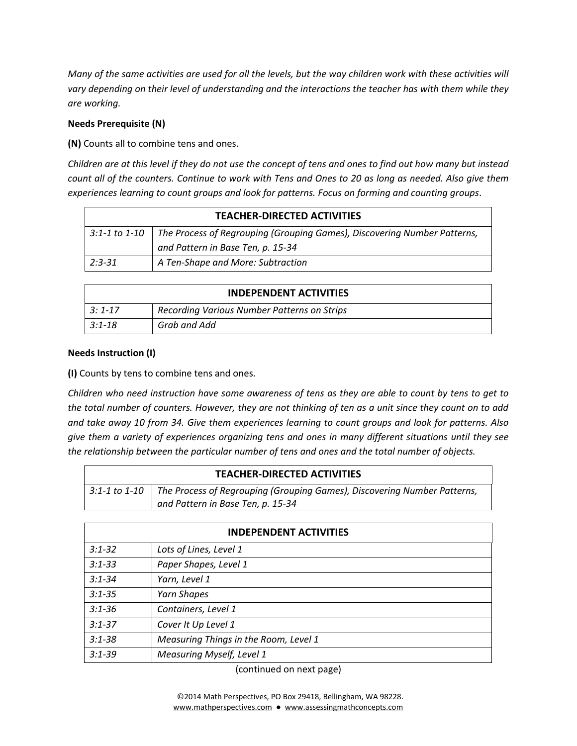*Many of the same activities are used for all the levels, but the way children work with these activities will vary depending on their level of understanding and the interactions the teacher has with them while they are working.*

**Needs Prerequisite (N)**

**(N)** Counts all to combine tens and ones.

*Children are at this level if they do not use the concept of tens and ones to find out how many but instead count all of the counters. Continue to work with Tens and Ones to 20 as long as needed. Also give them experiences learning to count groups and look for patterns. Focus on forming and counting groups*.

| TEACHER-DIRECTED ACTIVITIES | |
|---|---|
| *3:1-1 to 1-10* | *The Process of Regrouping (Grouping Games), Discovering Number Patterns, and Pattern in Base Ten, p. 15-34* |
| *2:3-31* | *A Ten-Shape and More: Subtraction* |

| INDEPENDENT ACTIVITIES | |
|---|---|
| *3: 1-17* | *Recording Various Number Patterns on Strips* |
| *3:1-18* | *Grab and Add* |

**Needs Instruction (I)**

**(I)** Counts by tens to combine tens and ones.

*Children who need instruction have some awareness of tens as they are able to count by tens to get to the total number of counters. However, they are not thinking of ten as a unit since they count on to add and take away 10 from 34. Give them experiences learning to count groups and look for patterns. Also give them a variety of experiences organizing tens and ones in many different situations until they see the relationship between the particular number of tens and ones and the total number of objects.*

| TEACHER-DIRECTED ACTIVITIES | |
|---|---|
| *3:1-1 to 1-10* | *The Process of Regrouping (Grouping Games), Discovering Number Patterns, and Pattern in Base Ten, p. 15-34* |

| INDEPENDENT ACTIVITIES | |
|---|---|
| *3:1-32* | *Lots of Lines, Level 1* |
| *3:1-33* | *Paper Shapes, Level 1* |
| *3:1-34* | *Yarn, Level 1* |
| *3:1-35* | *Yarn Shapes* |
| *3:1-36* | *Containers, Level 1* |
| *3:1-37* | *Cover It Up Level 1* |
| *3:1-38* | *Measuring Things in the Room, Level 1* |
| *3:1-39* | *Measuring Myself, Level 1* |

(continued on next page)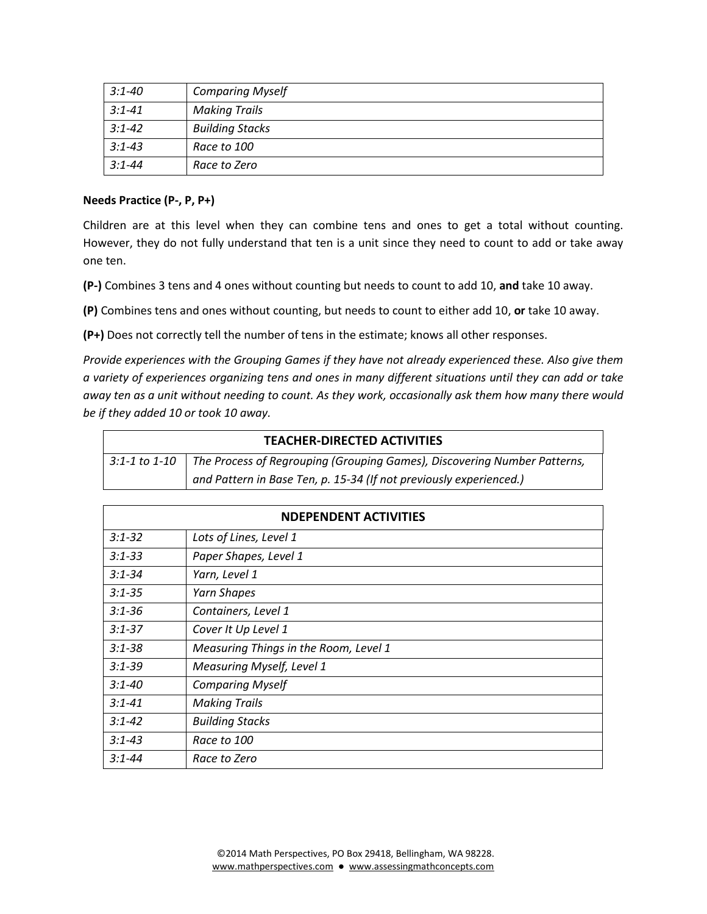| | |
|---|---|
| *3:1-40* | *Comparing Myself* |
| *3:1-41* | *Making Trails* |
| *3:1-42* | *Building Stacks* |
| *3:1-43* | *Race to 100* |
| *3:1-44* | *Race to Zero* |

**Needs Practice (P-, P, P+)**

Children are at this level when they can combine tens and ones to get a total without counting. However, they do not fully understand that ten is a unit since they need to count to add or take away one ten.

**(P-)** Combines 3 tens and 4 ones without counting but needs to count to add 10, **and** take 10 away.

**(P)** Combines tens and ones without counting, but needs to count to either add 10, **or** take 10 away.

**(P+)** Does not correctly tell the number of tens in the estimate; knows all other responses.

*Provide experiences with the Grouping Games if they have not already experienced these. Also give them a variety of experiences organizing tens and ones in many different situations until they can add or take away ten as a unit without needing to count. As they work, occasionally ask them how many there would be if they added 10 or took 10 away.*

| TEACHER-DIRECTED ACTIVITIES | |
|---|---|
| *3:1-1 to 1-10* | *The Process of Regrouping (Grouping Games), Discovering Number Patterns, and Pattern in Base Ten, p. 15-34 (If not previously experienced.)* |

| NDEPENDENT ACTIVITIES | |
|---|---|
| *3:1-32* | *Lots of Lines, Level 1* |
| *3:1-33* | *Paper Shapes, Level 1* |
| *3:1-34* | *Yarn, Level 1* |
| *3:1-35* | *Yarn Shapes* |
| *3:1-36* | *Containers, Level 1* |
| *3:1-37* | *Cover It Up Level 1* |
| *3:1-38* | *Measuring Things in the Room, Level 1* |
| *3:1-39* | *Measuring Myself, Level 1* |
| *3:1-40* | *Comparing Myself* |
| *3:1-41* | *Making Trails* |
| *3:1-42* | *Building Stacks* |
| *3:1-43* | *Race to 100* |
| *3:1-44* | *Race to Zero* |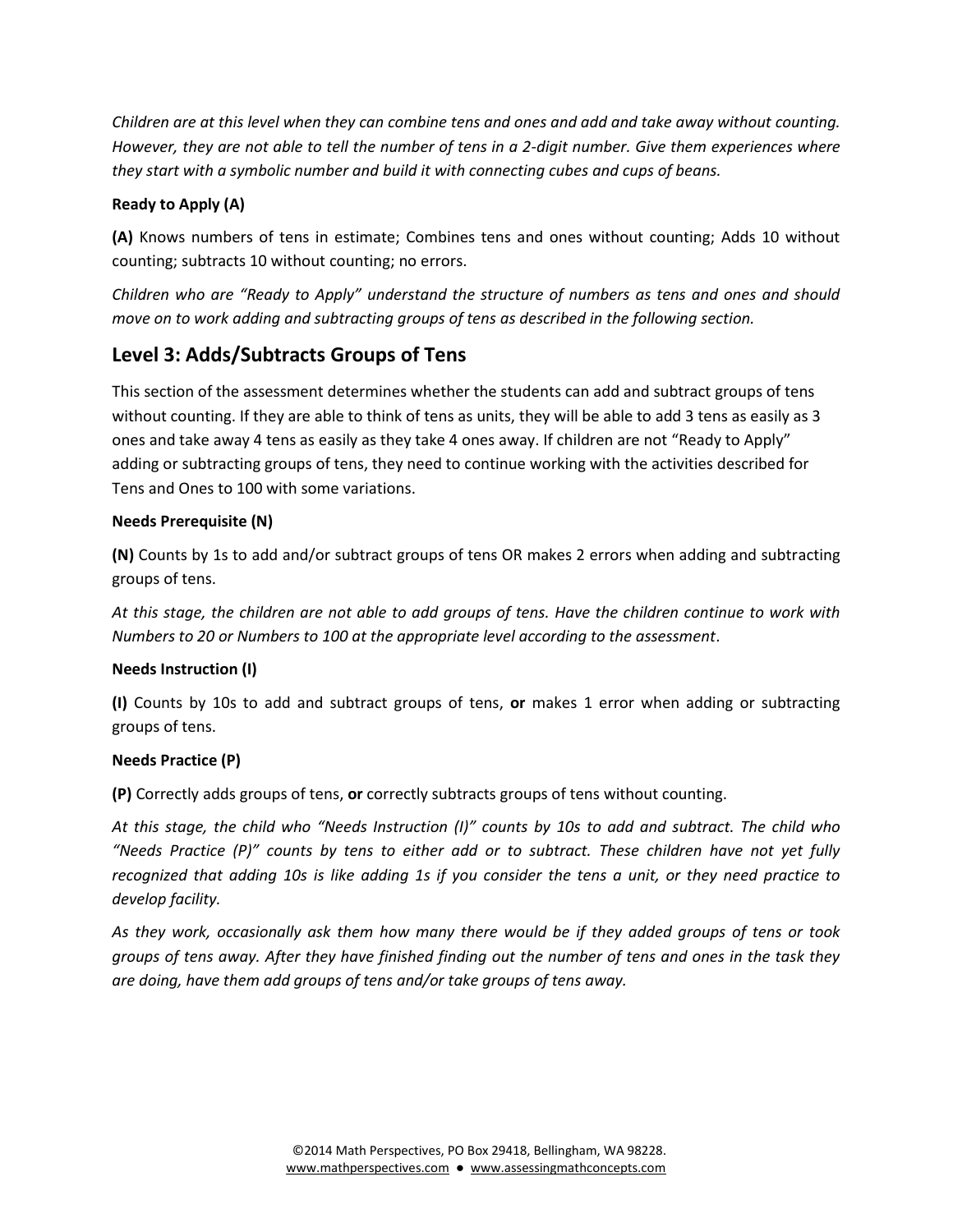*Children are at this level when they can combine tens and ones and add and take away without counting. However, they are not able to tell the number of tens in a 2-digit number. Give them experiences where they start with a symbolic number and build it with connecting cubes and cups of beans.*

**Ready to Apply (A)**

**(A)** Knows numbers of tens in estimate; Combines tens and ones without counting; Adds 10 without counting; subtracts 10 without counting; no errors.

*Children who are "Ready to Apply" understand the structure of numbers as tens and ones and should move on to work adding and subtracting groups of tens as described in the following section.*

## Level 3: Adds/Subtracts Groups of Tens

This section of the assessment determines whether the students can add and subtract groups of tens without counting. If they are able to think of tens as units, they will be able to add 3 tens as easily as 3 ones and take away 4 tens as easily as they take 4 ones away. If children are not "Ready to Apply" adding or subtracting groups of tens, they need to continue working with the activities described for Tens and Ones to 100 with some variations.

**Needs Prerequisite (N)**

**(N)** Counts by 1s to add and/or subtract groups of tens OR makes 2 errors when adding and subtracting groups of tens.

*At this stage, the children are not able to add groups of tens. Have the children continue to work with Numbers to 20 or Numbers to 100 at the appropriate level according to the assessment*.

**Needs Instruction (I)**

**(I)** Counts by 10s to add and subtract groups of tens, **or** makes 1 error when adding or subtracting groups of tens.

**Needs Practice (P)**

**(P)** Correctly adds groups of tens, **or** correctly subtracts groups of tens without counting.

*At this stage, the child who "Needs Instruction (I)" counts by 10s to add and subtract. The child who "Needs Practice (P)" counts by tens to either add or to subtract. These children have not yet fully recognized that adding 10s is like adding 1s if you consider the tens a unit, or they need practice to develop facility.*

*As they work, occasionally ask them how many there would be if they added groups of tens or took groups of tens away. After they have finished finding out the number of tens and ones in the task they are doing, have them add groups of tens and/or take groups of tens away.*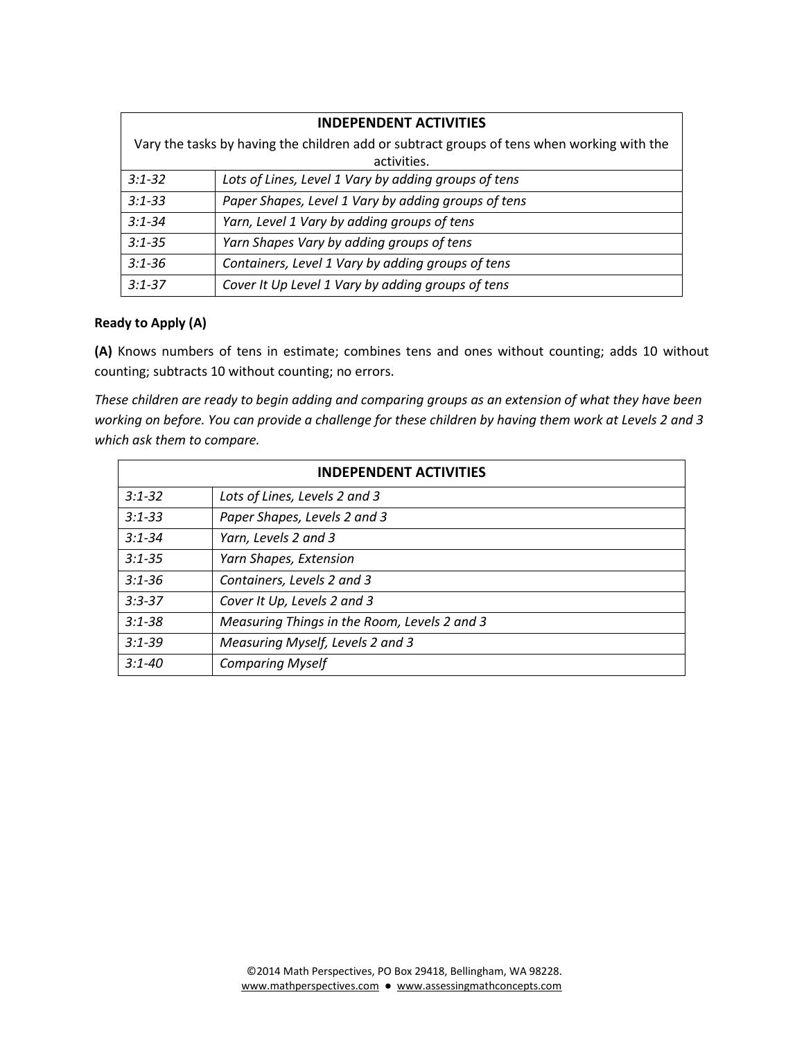| INDEPENDENT ACTIVITIES<br>Vary the tasks by having the children add or subtract groups of tens when working with the activities. | |
|---|---|
| *3:1-32* | *Lots of Lines, Level 1 Vary by adding groups of tens* |
| *3:1-33* | *Paper Shapes, Level 1 Vary by adding groups of tens* |
| *3:1-34* | *Yarn, Level 1 Vary by adding groups of tens* |
| *3:1-35* | *Yarn Shapes Vary by adding groups of tens* |
| *3:1-36* | *Containers, Level 1 Vary by adding groups of tens* |
| *3:1-37* | *Cover It Up Level 1 Vary by adding groups of tens* |

**Ready to Apply (A)**

**(A)** Knows numbers of tens in estimate; combines tens and ones without counting; adds 10 without counting; subtracts 10 without counting; no errors.

*These children are ready to begin adding and comparing groups as an extension of what they have been working on before. You can provide a challenge for these children by having them work at Levels 2 and 3 which ask them to compare.*

| INDEPENDENT ACTIVITIES | |
|---|---|
| *3:1-32* | *Lots of Lines, Levels 2 and 3* |
| *3:1-33* | *Paper Shapes, Levels 2 and 3* |
| *3:1-34* | *Yarn, Levels 2 and 3* |
| *3:1-35* | *Yarn Shapes, Extension* |
| *3:1-36* | *Containers, Levels 2 and 3* |
| *3:3-37* | *Cover It Up, Levels 2 and 3* |
| *3:1-38* | *Measuring Things in the Room, Levels 2 and 3* |
| *3:1-39* | *Measuring Myself, Levels 2 and 3* |
| *3:1-40* | *Comparing Myself* |

©2014 Math Perspectives, PO Box 29418, Bellingham, WA 98228.
www.mathperspectives.com ● www.assessingmathconcepts.com